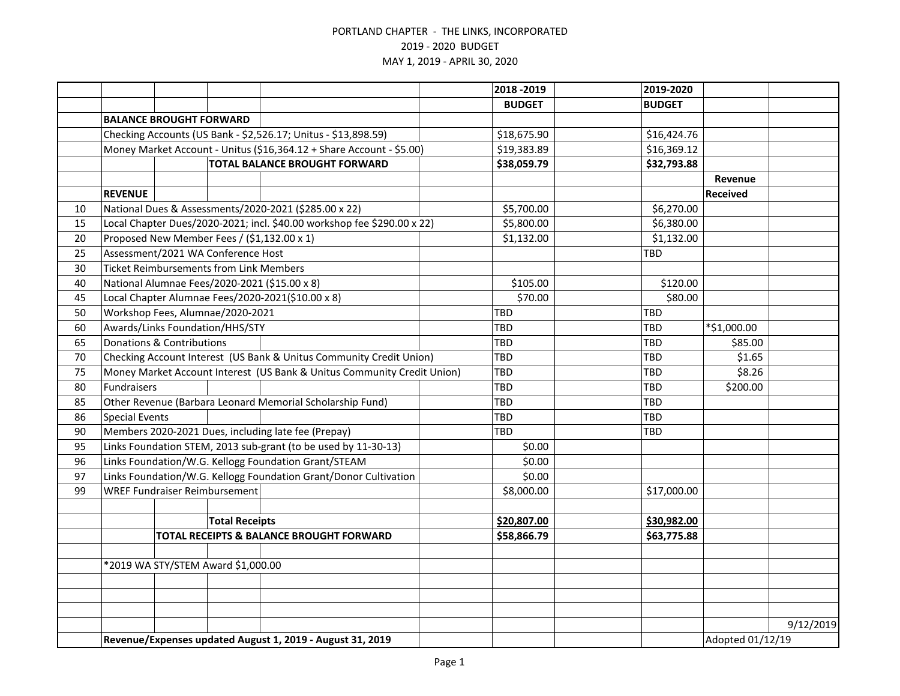PORTLAND CHAPTER - THE LINKS, INCORPORATED

2019 - 2020 BUDGET

MAY 1, 2019 - APRIL 30, 2020

| | Description | 2018 -2019 BUDGET | 2019-2020 BUDGET | Revenue Received | |
|---|---|---|---|---|---|
| | **BALANCE BROUGHT FORWARD** | | | | |
| | Checking Accounts (US Bank - $2,526.17; Unitus - $13,898.59) | $18,675.90 | $16,424.76 | | |
| | Money Market Account - Unitus ($16,364.12 + Share Account - $5.00) | $19,383.89 | $16,369.12 | | |
| | **TOTAL BALANCE BROUGHT FORWARD** | **$38,059.79** | **$32,793.88** | | |
| | **REVENUE** | | | | |
| 10 | National Dues & Assessments/2020-2021 ($285.00 x 22) | $5,700.00 | $6,270.00 | | |
| 15 | Local Chapter Dues/2020-2021; incl. $40.00 workshop fee $290.00 x 22) | $5,800.00 | $6,380.00 | | |
| 20 | Proposed New Member Fees / ($1,132.00 x 1) | $1,132.00 | $1,132.00 | | |
| 25 | Assessment/2021 WA Conference Host | | TBD | | |
| 30 | Ticket Reimbursements from Link Members | | | | |
| 40 | National Alumnae Fees/2020-2021 ($15.00 x 8) | $105.00 | $120.00 | | |
| 45 | Local Chapter Alumnae Fees/2020-2021($10.00 x 8) | $70.00 | $80.00 | | |
| 50 | Workshop Fees, Alumnae/2020-2021 | TBD | TBD | | |
| 60 | Awards/Links Foundation/HHS/STY | TBD | TBD | *$1,000.00 | |
| 65 | Donations & Contributions | TBD | TBD | $85.00 | |
| 70 | Checking Account Interest (US Bank & Unitus Community Credit Union) | TBD | TBD | $1.65 | |
| 75 | Money Market Account Interest (US Bank & Unitus Community Credit Union) | TBD | TBD | $8.26 | |
| 80 | Fundraisers | TBD | TBD | $200.00 | |
| 85 | Other Revenue (Barbara Leonard Memorial Scholarship Fund) | TBD | TBD | | |
| 86 | Special Events | TBD | TBD | | |
| 90 | Members 2020-2021 Dues, including late fee (Prepay) | TBD | TBD | | |
| 95 | Links Foundation STEM, 2013 sub-grant (to be used by 11-30-13) | $0.00 | | | |
| 96 | Links Foundation/W.G. Kellogg Foundation Grant/STEAM | $0.00 | | | |
| 97 | Links Foundation/W.G. Kellogg Foundation Grant/Donor Cultivation | $0.00 | | | |
| 99 | WREF Fundraiser Reimbursement | $8,000.00 | $17,000.00 | | |
| | | | | | |
| | **Total Receipts** | **$20,807.00** | **$30,982.00** | | |
| | **TOTAL RECEIPTS & BALANCE BROUGHT FORWARD** | **$58,866.79** | **$63,775.88** | | |
| | | | | | |
| | *2019 WA STY/STEM Award $1,000.00 | | | | |
| | | | | | 9/12/2019 |
| | **Revenue/Expenses updated August 1, 2019 - August 31, 2019** | | | Adopted 01/12/19 | |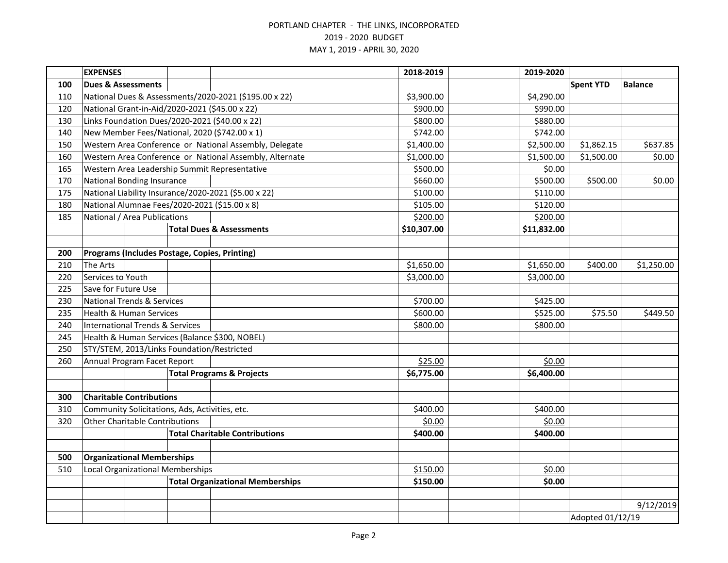PORTLAND CHAPTER - THE LINKS, INCORPORATED

2019 - 2020 BUDGET

MAY 1, 2019 - APRIL 30, 2020

| | EXPENSES | 2018-2019 | 2019-2020 | | |
|---|---|---|---|---|---|
| **100** | **Dues & Assessments** | | | **Spent YTD** | **Balance** |
| 110 | National Dues & Assessments/2020-2021 ($195.00 x 22) | $3,900.00 | $4,290.00 | | |
| 120 | National Grant-in-Aid/2020-2021 ($45.00 x 22) | $900.00 | $990.00 | | |
| 130 | Links Foundation Dues/2020-2021 ($40.00 x 22) | $800.00 | $880.00 | | |
| 140 | New Member Fees/National, 2020 ($742.00 x 1) | $742.00 | $742.00 | | |
| 150 | Western Area Conference or National Assembly, Delegate | $1,400.00 | $2,500.00 | $1,862.15 | $637.85 |
| 160 | Western Area Conference or National Assembly, Alternate | $1,000.00 | $1,500.00 | $1,500.00 | $0.00 |
| 165 | Western Area Leadership Summit Representative | $500.00 | $0.00 | | |
| 170 | National Bonding Insurance | $660.00 | $500.00 | $500.00 | $0.00 |
| 175 | National Liability Insurance/2020-2021 ($5.00 x 22) | $100.00 | $110.00 | | |
| 180 | National Alumnae Fees/2020-2021 ($15.00 x 8) | $105.00 | $120.00 | | |
| 185 | National / Area Publications | $200.00 | $200.00 | | |
| | **Total Dues & Assessments** | **$10,307.00** | **$11,832.00** | | |
| | | | | | |
| **200** | **Programs (Includes Postage, Copies, Printing)** | | | | |
| 210 | The Arts | $1,650.00 | $1,650.00 | $400.00 | $1,250.00 |
| 220 | Services to Youth | $3,000.00 | $3,000.00 | | |
| 225 | Save for Future Use | | | | |
| 230 | National Trends & Services | $700.00 | $425.00 | | |
| 235 | Health & Human Services | $600.00 | $525.00 | $75.50 | $449.50 |
| 240 | International Trends & Services | $800.00 | $800.00 | | |
| 245 | Health & Human Services (Balance $300, NOBEL) | | | | |
| 250 | STY/STEM, 2013/Links Foundation/Restricted | | | | |
| 260 | Annual Program Facet Report | $25.00 | $0.00 | | |
| | **Total Programs & Projects** | **$6,775.00** | **$6,400.00** | | |
| | | | | | |
| **300** | **Charitable Contributions** | | | | |
| 310 | Community Solicitations, Ads, Activities, etc. | $400.00 | $400.00 | | |
| 320 | Other Charitable Contributions | $0.00 | $0.00 | | |
| | **Total Charitable Contributions** | **$400.00** | **$400.00** | | |
| | | | | | |
| **500** | **Organizational Memberships** | | | | |
| 510 | Local Organizational Memberships | $150.00 | $0.00 | | |
| | **Total Organizational Memberships** | **$150.00** | **$0.00** | | |
| | | | | | |
| | | | | | 9/12/2019 |
| | | | | Adopted 01/12/19 | |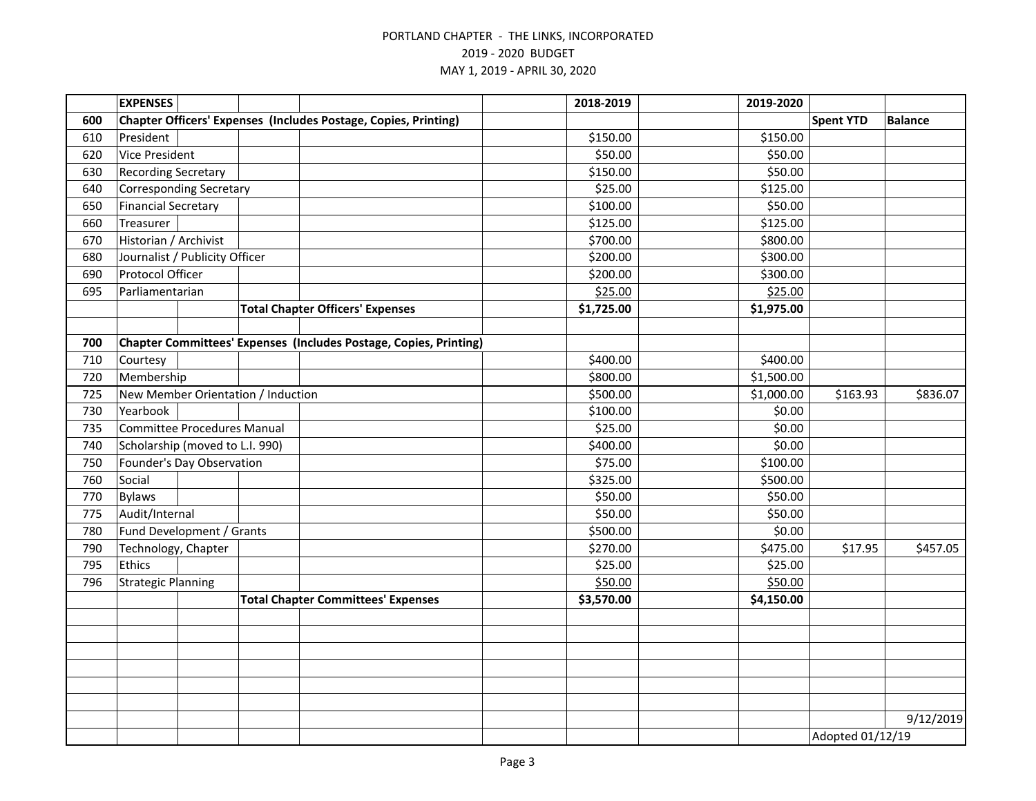PORTLAND CHAPTER - THE LINKS, INCORPORATED
2019 - 2020 BUDGET
MAY 1, 2019 - APRIL 30, 2020

| | **EXPENSES** | 2018-2019 | 2019-2020 | | |
|---|---|---|---|---|---|
| **600** | **Chapter Officers' Expenses (Includes Postage, Copies, Printing)** | | | **Spent YTD** | **Balance** |
| 610 | President | $150.00 | $150.00 | | |
| 620 | Vice President | $50.00 | $50.00 | | |
| 630 | Recording Secretary | $150.00 | $50.00 | | |
| 640 | Corresponding Secretary | $25.00 | $125.00 | | |
| 650 | Financial Secretary | $100.00 | $50.00 | | |
| 660 | Treasurer | $125.00 | $125.00 | | |
| 670 | Historian / Archivist | $700.00 | $800.00 | | |
| 680 | Journalist / Publicity Officer | $200.00 | $300.00 | | |
| 690 | Protocol Officer | $200.00 | $300.00 | | |
| 695 | Parliamentarian | $25.00 | $25.00 | | |
| | **Total Chapter Officers' Expenses** | **$1,725.00** | **$1,975.00** | | |
| | | | | | |
| **700** | **Chapter Committees' Expenses (Includes Postage, Copies, Printing)** | | | | |
| 710 | Courtesy | $400.00 | $400.00 | | |
| 720 | Membership | $800.00 | $1,500.00 | | |
| 725 | New Member Orientation / Induction | $500.00 | $1,000.00 | $163.93 | $836.07 |
| 730 | Yearbook | $100.00 | $0.00 | | |
| 735 | Committee Procedures Manual | $25.00 | $0.00 | | |
| 740 | Scholarship (moved to L.I. 990) | $400.00 | $0.00 | | |
| 750 | Founder's Day Observation | $75.00 | $100.00 | | |
| 760 | Social | $325.00 | $500.00 | | |
| 770 | Bylaws | $50.00 | $50.00 | | |
| 775 | Audit/Internal | $50.00 | $50.00 | | |
| 780 | Fund Development / Grants | $500.00 | $0.00 | | |
| 790 | Technology, Chapter | $270.00 | $475.00 | $17.95 | $457.05 |
| 795 | Ethics | $25.00 | $25.00 | | |
| 796 | Strategic Planning | $50.00 | $50.00 | | |
| | **Total Chapter Committees' Expenses** | **$3,570.00** | **$4,150.00** | | |

9/12/2019

Adopted 01/12/19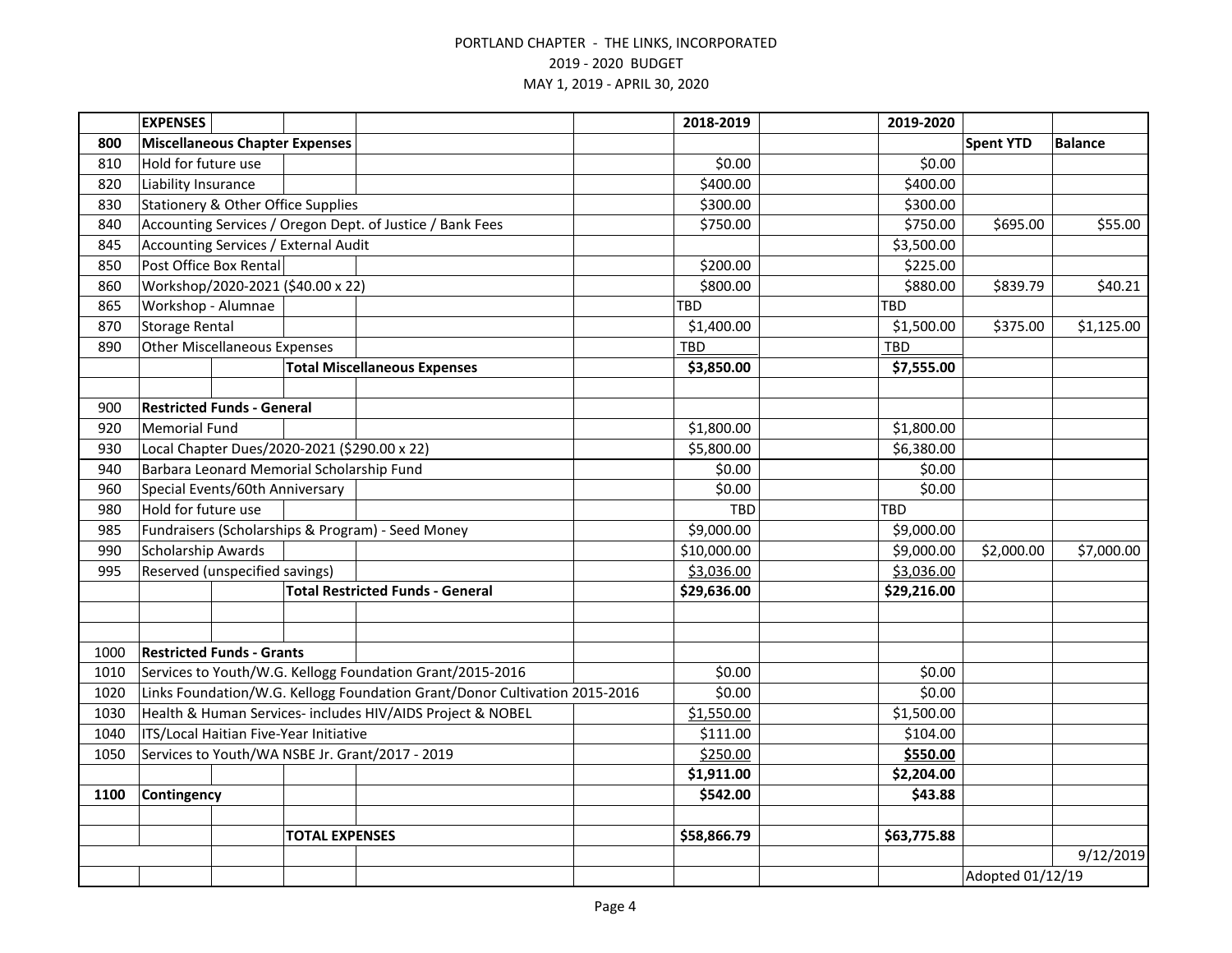PORTLAND CHAPTER - THE LINKS, INCORPORATED

2019 - 2020 BUDGET

MAY 1, 2019 - APRIL 30, 2020

| | | | | |
|---|---|---|---|---|
| | **EXPENSES** | **2018-2019** | **2019-2020** | | |
| **800** | **Miscellaneous Chapter Expenses** | | | **Spent YTD** | **Balance** |
| 810 | Hold for future use | $0.00 | $0.00 | | |
| 820 | Liability Insurance | $400.00 | $400.00 | | |
| 830 | Stationery & Other Office Supplies | $300.00 | $300.00 | | |
| 840 | Accounting Services / Oregon Dept. of Justice / Bank Fees | $750.00 | $750.00 | $695.00 | $55.00 |
| 845 | Accounting Services / External Audit | | $3,500.00 | | |
| 850 | Post Office Box Rental | $200.00 | $225.00 | | |
| 860 | Workshop/2020-2021 ($40.00 x 22) | $800.00 | $880.00 | $839.79 | $40.21 |
| 865 | Workshop - Alumnae | TBD | TBD | | |
| 870 | Storage Rental | $1,400.00 | $1,500.00 | $375.00 | $1,125.00 |
| 890 | Other Miscellaneous Expenses | TBD | TBD | | |
| | **Total Miscellaneous Expenses** | **$3,850.00** | **$7,555.00** | | |
| | | | | | |
| 900 | **Restricted Funds - General** | | | | |
| 920 | Memorial Fund | $1,800.00 | $1,800.00 | | |
| 930 | Local Chapter Dues/2020-2021 ($290.00 x 22) | $5,800.00 | $6,380.00 | | |
| 940 | Barbara Leonard Memorial Scholarship Fund | $0.00 | $0.00 | | |
| 960 | Special Events/60th Anniversary | $0.00 | $0.00 | | |
| 980 | Hold for future use | TBD | TBD | | |
| 985 | Fundraisers (Scholarships & Program) - Seed Money | $9,000.00 | $9,000.00 | | |
| 990 | Scholarship Awards | $10,000.00 | $9,000.00 | $2,000.00 | $7,000.00 |
| 995 | Reserved (unspecified savings) | $3,036.00 | $3,036.00 | | |
| | **Total Restricted Funds - General** | **$29,636.00** | **$29,216.00** | | |
| | | | | | |
| | | | | | |
| 1000 | **Restricted Funds - Grants** | | | | |
| 1010 | Services to Youth/W.G. Kellogg Foundation Grant/2015-2016 | $0.00 | $0.00 | | |
| 1020 | Links Foundation/W.G. Kellogg Foundation Grant/Donor Cultivation 2015-2016 | $0.00 | $0.00 | | |
| 1030 | Health & Human Services- includes HIV/AIDS Project & NOBEL | $1,550.00 | $1,500.00 | | |
| 1040 | ITS/Local Haitian Five-Year Initiative | $111.00 | $104.00 | | |
| 1050 | Services to Youth/WA NSBE Jr. Grant/2017 - 2019 | $250.00 | **$550.00** | | |
| | | **$1,911.00** | **$2,204.00** | | |
| **1100** | **Contingency** | **$542.00** | **$43.88** | | |
| | | | | | |
| | **TOTAL EXPENSES** | **$58,866.79** | **$63,775.88** | | |
| | | | | | 9/12/2019 |
| | | | | Adopted 01/12/19 | |